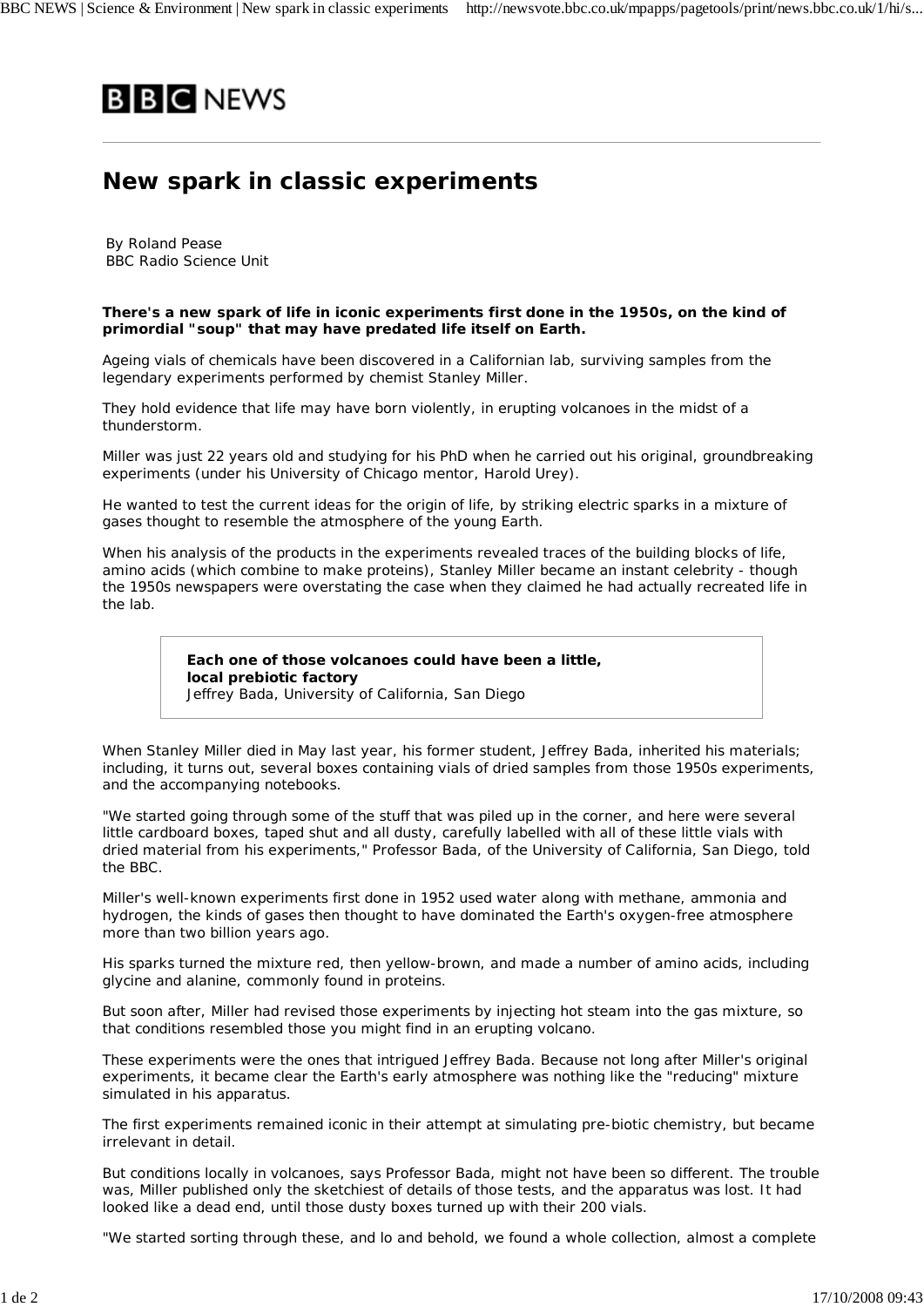# New spark in classic experiments

By Roland Pease
BBC Radio Science Unit

**There's a new spark of life in iconic experiments first done in the 1950s, on the kind of primordial "soup" that may have predated life itself on Earth.**

Ageing vials of chemicals have been discovered in a Californian lab, surviving samples from the legendary experiments performed by chemist Stanley Miller.

They hold evidence that life may have born violently, in erupting volcanoes in the midst of a thunderstorm.

Miller was just 22 years old and studying for his PhD when he carried out his original, groundbreaking experiments (under his University of Chicago mentor, Harold Urey).

He wanted to test the current ideas for the origin of life, by striking electric sparks in a mixture of gases thought to resemble the atmosphere of the young Earth.

When his analysis of the products in the experiments revealed traces of the building blocks of life, amino acids (which combine to make proteins), Stanley Miller became an instant celebrity - though the 1950s newspapers were overstating the case when they claimed he had actually recreated life in the lab.

> **Each one of those volcanoes could have been a little, local prebiotic factory**
> Jeffrey Bada, University of California, San Diego

When Stanley Miller died in May last year, his former student, Jeffrey Bada, inherited his materials; including, it turns out, several boxes containing vials of dried samples from those 1950s experiments, and the accompanying notebooks.

"We started going through some of the stuff that was piled up in the corner, and here were several little cardboard boxes, taped shut and all dusty, carefully labelled with all of these little vials with dried material from his experiments," Professor Bada, of the University of California, San Diego, told the BBC.

Miller's well-known experiments first done in 1952 used water along with methane, ammonia and hydrogen, the kinds of gases then thought to have dominated the Earth's oxygen-free atmosphere more than two billion years ago.

His sparks turned the mixture red, then yellow-brown, and made a number of amino acids, including glycine and alanine, commonly found in proteins.

But soon after, Miller had revised those experiments by injecting hot steam into the gas mixture, so that conditions resembled those you might find in an erupting volcano.

These experiments were the ones that intrigued Jeffrey Bada. Because not long after Miller's original experiments, it became clear the Earth's early atmosphere was nothing like the "reducing" mixture simulated in his apparatus.

The first experiments remained iconic in their attempt at simulating pre-biotic chemistry, but became irrelevant in detail.

But conditions locally in volcanoes, says Professor Bada, might not have been so different. The trouble was, Miller published only the sketchiest of details of those tests, and the apparatus was lost. It had looked like a dead end, until those dusty boxes turned up with their 200 vials.

"We started sorting through these, and lo and behold, we found a whole collection, almost a complete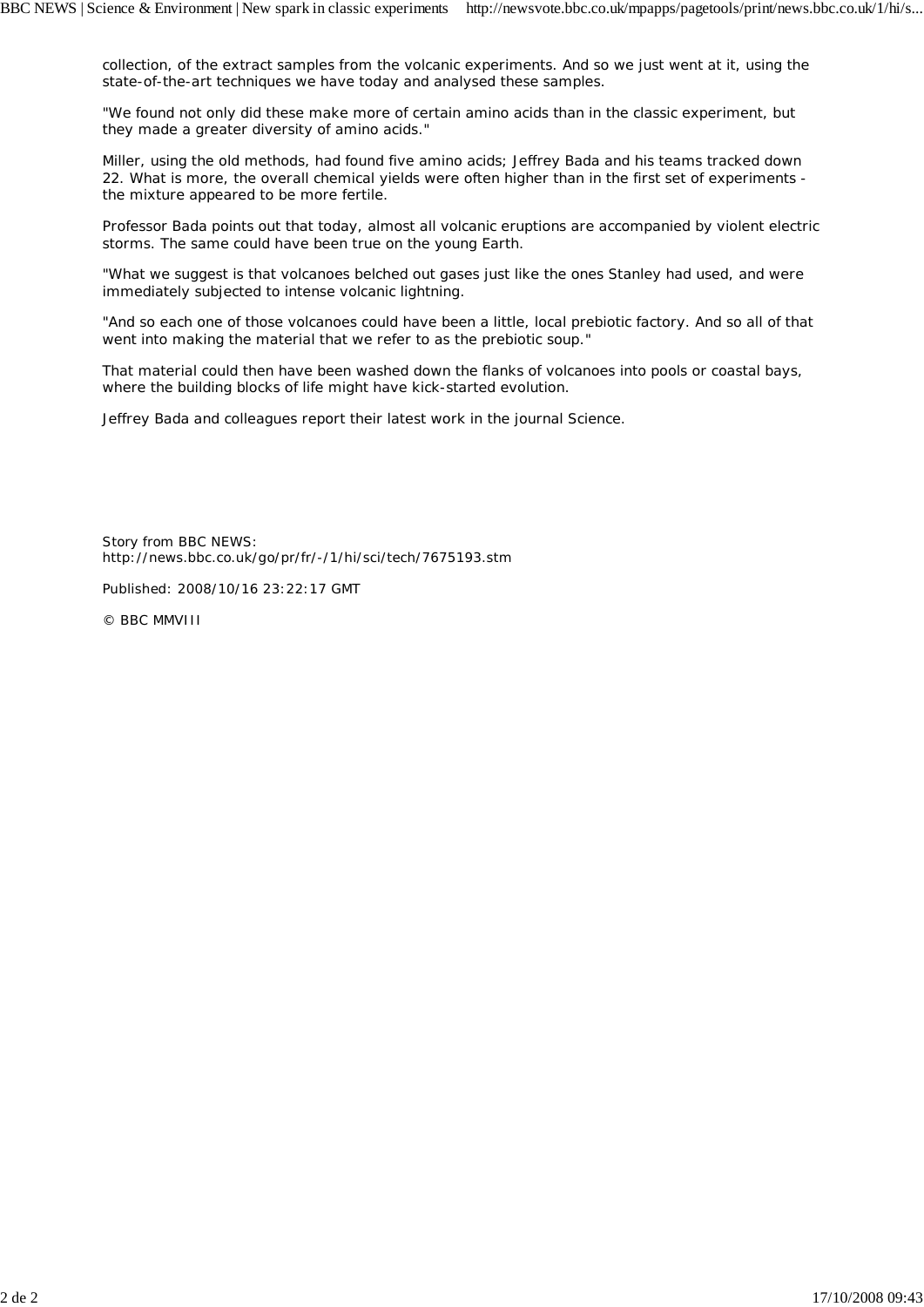collection, of the extract samples from the volcanic experiments. And so we just went at it, using the state-of-the-art techniques we have today and analysed these samples.

"We found not only did these make more of certain amino acids than in the classic experiment, but they made a greater diversity of amino acids."

Miller, using the old methods, had found five amino acids; Jeffrey Bada and his teams tracked down 22. What is more, the overall chemical yields were often higher than in the first set of experiments - the mixture appeared to be more fertile.

Professor Bada points out that today, almost all volcanic eruptions are accompanied by violent electric storms. The same could have been true on the young Earth.

"What we suggest is that volcanoes belched out gases just like the ones Stanley had used, and were immediately subjected to intense volcanic lightning.

"And so each one of those volcanoes could have been a little, local prebiotic factory. And so all of that went into making the material that we refer to as the prebiotic soup."

That material could then have been washed down the flanks of volcanoes into pools or coastal bays, where the building blocks of life might have kick-started evolution.

Jeffrey Bada and colleagues report their latest work in the journal Science.

Story from BBC NEWS:
http://news.bbc.co.uk/go/pr/fr/-/1/hi/sci/tech/7675193.stm

Published: 2008/10/16 23:22:17 GMT

© BBC MMVIII